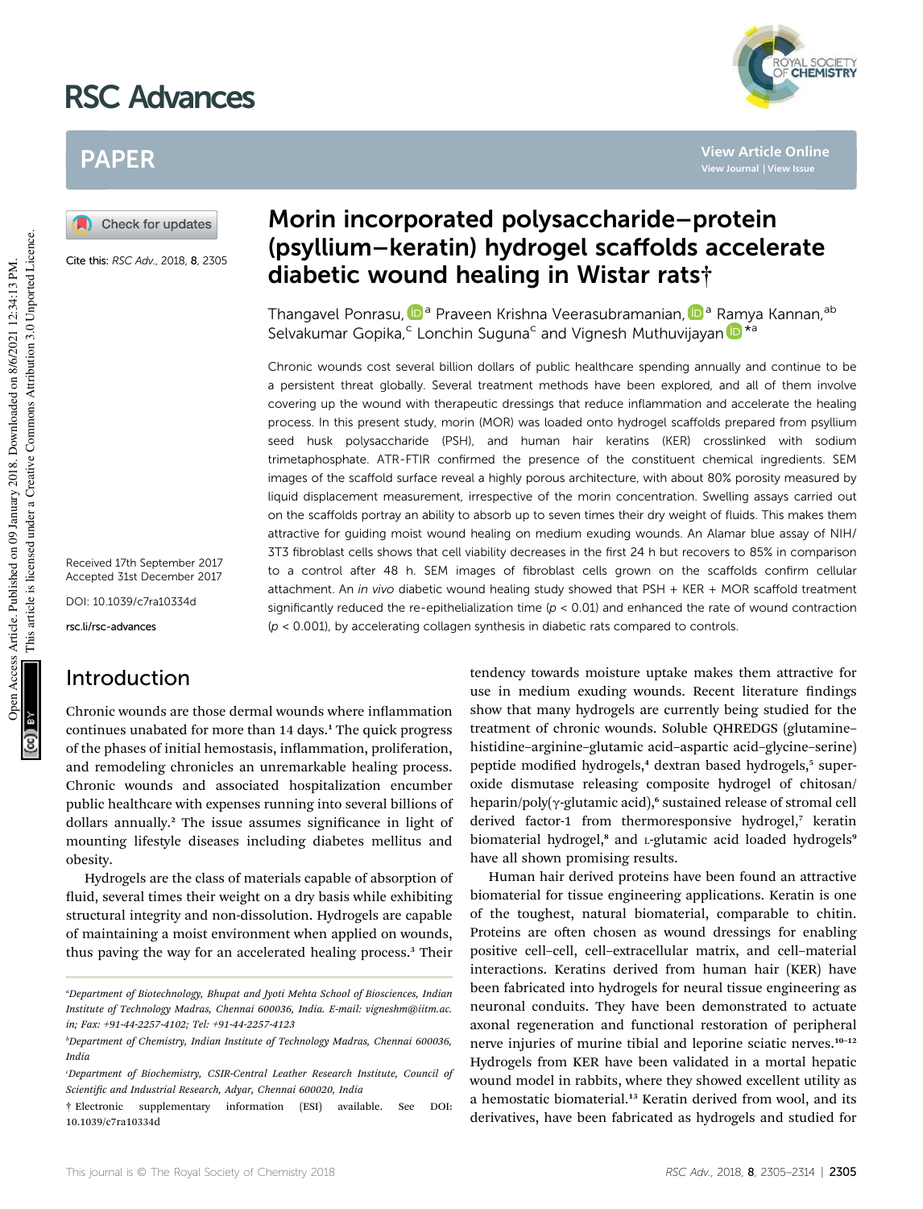# Morin incorporated polysaccharide–protein (psyllium–keratin) hydrogel scaffolds accelerate diabetic wound healing in Wistar rats†

Cite this: *RSC Adv.*, 2018, **8**, 2305

Thangavel Ponrasu,[a] Praveen Krishna Veerasubramanian,[a] Ramya Kannan,[ab] Selvakumar Gopika,[c] Lonchin Suguna[c] and Vignesh Muthuvijayan*[a]

Received 17th September 2017
Accepted 31st December 2017

DOI: 10.1039/c7ra10334d

rsc.li/rsc-advances

Chronic wounds cost several billion dollars of public healthcare spending annually and continue to be a persistent threat globally. Several treatment methods have been explored, and all of them involve covering up the wound with therapeutic dressings that reduce inflammation and accelerate the healing process. In this present study, morin (MOR) was loaded onto hydrogel scaffolds prepared from psyllium seed husk polysaccharide (PSH), and human hair keratins (KER) crosslinked with sodium trimetaphosphate. ATR-FTIR confirmed the presence of the constituent chemical ingredients. SEM images of the scaffold surface reveal a highly porous architecture, with about 80% porosity measured by liquid displacement measurement, irrespective of the morin concentration. Swelling assays carried out on the scaffolds portray an ability to absorb up to seven times their dry weight of fluids. This makes them attractive for guiding moist wound healing on medium exuding wounds. An Alamar blue assay of NIH/3T3 fibroblast cells shows that cell viability decreases in the first 24 h but recovers to 85% in comparison to a control after 48 h. SEM images of fibroblast cells grown on the scaffolds confirm cellular attachment. An *in vivo* diabetic wound healing study showed that PSH + KER + MOR scaffold treatment significantly reduced the re-epithelialization time ($p < 0.01$) and enhanced the rate of wound contraction ($p < 0.001$), by accelerating collagen synthesis in diabetic rats compared to controls.

## Introduction

Chronic wounds are those dermal wounds where inflammation continues unabated for more than 14 days.[1] The quick progress of the phases of initial hemostasis, inflammation, proliferation, and remodeling chronicles an unremarkable healing process. Chronic wounds and associated hospitalization encumber public healthcare with expenses running into several billions of dollars annually.[2] The issue assumes significance in light of mounting lifestyle diseases including diabetes mellitus and obesity.

Hydrogels are the class of materials capable of absorption of fluid, several times their weight on a dry basis while exhibiting structural integrity and non-dissolution. Hydrogels are capable of maintaining a moist environment when applied on wounds, thus paving the way for an accelerated healing process.[3] Their tendency towards moisture uptake makes them attractive for use in medium exuding wounds. Recent literature findings show that many hydrogels are currently being studied for the treatment of chronic wounds. Soluble QHREDGS (glutamine–histidine–arginine–glutamic acid–aspartic acid–glycine–serine) peptide modified hydrogels,[4] dextran based hydrogels,[5] superoxide dismutase releasing composite hydrogel of chitosan/heparin/poly(γ-glutamic acid),[6] sustained release of stromal cell derived factor-1 from thermoresponsive hydrogel,[7] keratin biomaterial hydrogel,[8] and L-glutamic acid loaded hydrogels[9] have all shown promising results.

Human hair derived proteins have been found an attractive biomaterial for tissue engineering applications. Keratin is one of the toughest, natural biomaterial, comparable to chitin. Proteins are often chosen as wound dressings for enabling positive cell–cell, cell–extracellular matrix, and cell–material interactions. Keratins derived from human hair (KER) have been fabricated into hydrogels for neural tissue engineering as neuronal conduits. They have been demonstrated to actuate axonal regeneration and functional restoration of peripheral nerve injuries of murine tibial and leporine sciatic nerves.[10–12] Hydrogels from KER have been validated in a mortal hepatic wound model in rabbits, where they showed excellent utility as a hemostatic biomaterial.[13] Keratin derived from wool, and its derivatives, have been fabricated as hydrogels and studied for

[a] Department of Biotechnology, Bhupat and Jyoti Mehta School of Biosciences, Indian Institute of Technology Madras, Chennai 600036, India. E-mail: vigneshm@iitm.ac.in; Fax: +91-44-2257-4102; Tel: +91-44-2257-4123

[b] Department of Chemistry, Indian Institute of Technology Madras, Chennai 600036, India

[c] Department of Biochemistry, CSIR-Central Leather Research Institute, Council of Scientific and Industrial Research, Adyar, Chennai 600020, India

† Electronic supplementary information (ESI) available. See DOI: 10.1039/c7ra10334d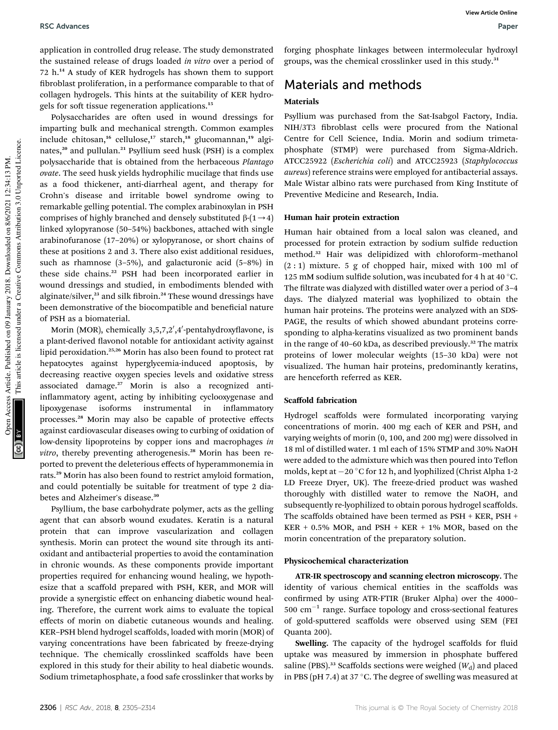application in controlled drug release. The study demonstrated the sustained release of drugs loaded *in vitro* over a period of 72 h.[14] A study of KER hydrogels has shown them to support fibroblast proliferation, in a performance comparable to that of collagen hydrogels. This hints at the suitability of KER hydrogels for soft tissue regeneration applications.[15]

Polysaccharides are often used in wound dressings for imparting bulk and mechanical strength. Common examples include chitosan,[16] cellulose,[17] starch,[18] glucomannan,[19] alginates,[20] and pullulan.[21] Psyllium seed husk (PSH) is a complex polysaccharide that is obtained from the herbaceous *Plantago ovate*. The seed husk yields hydrophilic mucilage that finds use as a food thickener, anti-diarrheal agent, and therapy for Crohn's disease and irritable bowel syndrome owing to remarkable gelling potential. The complex arabinoxylan in PSH comprises of highly branched and densely substituted β-(1→4) linked xylopyranose (50–54%) backbones, attached with single arabinofuranose (17–20%) or xylopyranose, or short chains of these at positions 2 and 3. There also exist additional residues, such as rhamnose (3–5%), and galacturonic acid (5–8%) in these side chains.[22] PSH had been incorporated earlier in wound dressings and studied, in embodiments blended with alginate/silver,[23] and silk fibroin.[24] These wound dressings have been demonstrative of the biocompatible and beneficial nature of PSH as a biomaterial.

Morin (MOR), chemically 3,5,7,2′,4′-pentahydroxyflavone, is a plant-derived flavonol notable for antioxidant activity against lipid peroxidation.[25,26] Morin has also been found to protect rat hepatocytes against hyperglycemia-induced apoptosis, by decreasing reactive oxygen species levels and oxidative stress associated damage.[27] Morin is also a recognized anti-inflammatory agent, acting by inhibiting cyclooxygenase and lipoxygenase isoforms instrumental in inflammatory processes.[28] Morin may also be capable of protective effects against cardiovascular diseases owing to curbing of oxidation of low-density lipoproteins by copper ions and macrophages *in vitro*, thereby preventing atherogenesis.[28] Morin has been reported to prevent the deleterious effects of hyperammonemia in rats.[29] Morin has also been found to restrict amyloid formation, and could potentially be suitable for treatment of type 2 diabetes and Alzheimer's disease.[30]

Psyllium, the base carbohydrate polymer, acts as the gelling agent that can absorb wound exudates. Keratin is a natural protein that can improve vascularization and collagen synthesis. Morin can protect the wound site through its antioxidant and antibacterial properties to avoid the contamination in chronic wounds. As these components provide important properties required for enhancing wound healing, we hypothesize that a scaffold prepared with PSH, KER, and MOR will provide a synergistic effect on enhancing diabetic wound healing. Therefore, the current work aims to evaluate the topical effects of morin on diabetic cutaneous wounds and healing. KER–PSH blend hydrogel scaffolds, loaded with morin (MOR) of varying concentrations have been fabricated by freeze-drying technique. The chemically crosslinked scaffolds have been explored in this study for their ability to heal diabetic wounds. Sodium trimetaphosphate, a food safe crosslinker that works by forging phosphate linkages between intermolecular hydroxyl groups, was the chemical crosslinker used in this study.[31]

# Materials and methods

### Materials

Psyllium was purchased from the Sat-Isabgol Factory, India. NIH/3T3 fibroblast cells were procured from the National Centre for Cell Science, India. Morin and sodium trimetaphosphate (STMP) were purchased from Sigma-Aldrich. ATCC25922 (*Escherichia coli*) and ATCC25923 (*Staphylococcus aureus*) reference strains were employed for antibacterial assays. Male Wistar albino rats were purchased from King Institute of Preventive Medicine and Research, India.

### Human hair protein extraction

Human hair obtained from a local salon was cleaned, and processed for protein extraction by sodium sulfide reduction method.[32] Hair was delipidized with chloroform–methanol (2 : 1) mixture. 5 g of chopped hair, mixed with 100 ml of 125 mM sodium sulfide solution, was incubated for 4 h at 40 °C. The filtrate was dialyzed with distilled water over a period of 3–4 days. The dialyzed material was lyophilized to obtain the human hair proteins. The proteins were analyzed with an SDS-PAGE, the results of which showed abundant proteins corresponding to alpha-keratins visualized as two prominent bands in the range of 40–60 kDa, as described previously.[32] The matrix proteins of lower molecular weights (15–30 kDa) were not visualized. The human hair proteins, predominantly keratins, are henceforth referred as KER.

### Scaffold fabrication

Hydrogel scaffolds were formulated incorporating varying concentrations of morin. 400 mg each of KER and PSH, and varying weights of morin (0, 100, and 200 mg) were dissolved in 18 ml of distilled water. 1 ml each of 15% STMP and 30% NaOH were added to the admixture which was then poured into Teflon molds, kept at −20 °C for 12 h, and lyophilized (Christ Alpha 1-2 LD Freeze Dryer, UK). The freeze-dried product was washed thoroughly with distilled water to remove the NaOH, and subsequently re-lyophilized to obtain porous hydrogel scaffolds. The scaffolds obtained have been termed as PSH + KER, PSH + KER + 0.5% MOR, and PSH + KER + 1% MOR, based on the morin concentration of the preparatory solution.

### Physicochemical characterization

**ATR-IR spectroscopy and scanning electron microscopy.** The identity of various chemical entities in the scaffolds was confirmed by using ATR-FTIR (Bruker Alpha) over the 4000–500 $cm^{-1}$ range. Surface topology and cross-sectional features of gold-sputtered scaffolds were observed using SEM (FEI Quanta 200).

**Swelling.** The capacity of the hydrogel scaffolds for fluid uptake was measured by immersion in phosphate buffered saline (PBS).[33] Scaffolds sections were weighed ($W_d$) and placed in PBS (pH 7.4) at 37 °C. The degree of swelling was measured at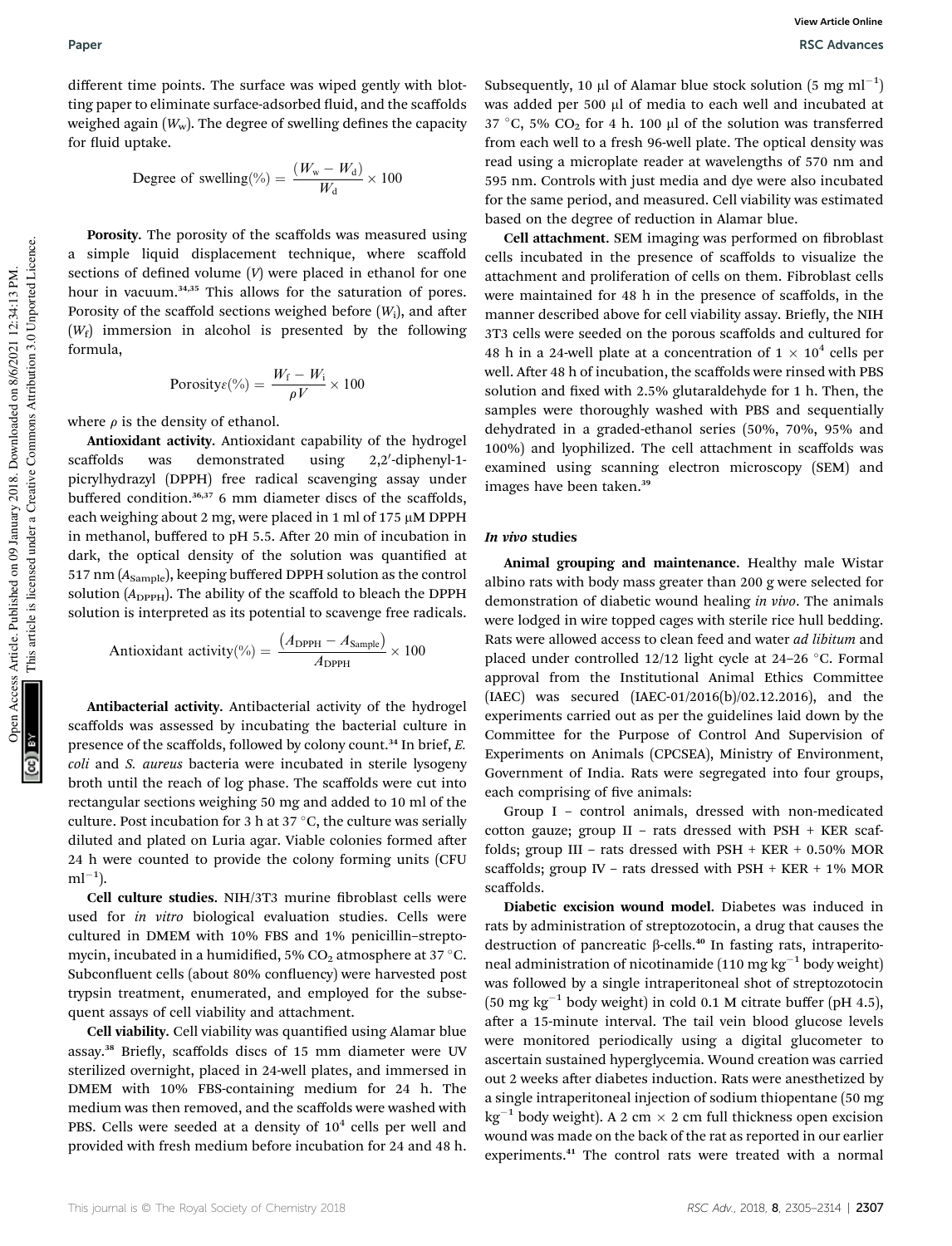different time points. The surface was wiped gently with blotting paper to eliminate surface-adsorbed fluid, and the scaffolds weighed again ($W_w$). The degree of swelling defines the capacity for fluid uptake.

$$\text{Degree of swelling}(\%) = \frac{(W_w - W_d)}{W_d} \times 100$$

**Porosity.** The porosity of the scaffolds was measured using a simple liquid displacement technique, where scaffold sections of defined volume ($V$) were placed in ethanol for one hour in vacuum.[34,35] This allows for the saturation of pores. Porosity of the scaffold sections weighed before ($W_i$), and after ($W_f$) immersion in alcohol is presented by the following formula,

$$\text{Porosity}\varepsilon(\%) = \frac{W_f - W_i}{\rho V} \times 100$$

where $\rho$ is the density of ethanol.

**Antioxidant activity.** Antioxidant capability of the hydrogel scaffolds was demonstrated using 2,2′-diphenyl-1-picrylhydrazyl (DPPH) free radical scavenging assay under buffered condition.[36,37] 6 mm diameter discs of the scaffolds, each weighing about 2 mg, were placed in 1 ml of 175 μM DPPH in methanol, buffered to pH 5.5. After 20 min of incubation in dark, the optical density of the solution was quantified at 517 nm ($A_{Sample}$), keeping buffered DPPH solution as the control solution ($A_{DPPH}$). The ability of the scaffold to bleach the DPPH solution is interpreted as its potential to scavenge free radicals.

$$\text{Antioxidant activity}(\%) = \frac{(A_{DPPH} - A_{Sample})}{A_{DPPH}} \times 100$$

**Antibacterial activity.** Antibacterial activity of the hydrogel scaffolds was assessed by incubating the bacterial culture in presence of the scaffolds, followed by colony count.[34] In brief, *E. coli* and *S. aureus* bacteria were incubated in sterile lysogeny broth until the reach of log phase. The scaffolds were cut into rectangular sections weighing 50 mg and added to 10 ml of the culture. Post incubation for 3 h at 37 °C, the culture was serially diluted and plated on Luria agar. Viable colonies formed after 24 h were counted to provide the colony forming units (CFU $ml^{-1}$).

**Cell culture studies.** NIH/3T3 murine fibroblast cells were used for *in vitro* biological evaluation studies. Cells were cultured in DMEM with 10% FBS and 1% penicillin–streptomycin, incubated in a humidified, 5% $CO_2$ atmosphere at 37 °C. Subconfluent cells (about 80% confluency) were harvested post trypsin treatment, enumerated, and employed for the subsequent assays of cell viability and attachment.

**Cell viability.** Cell viability was quantified using Alamar blue assay.[38] Briefly, scaffolds discs of 15 mm diameter were UV sterilized overnight, placed in 24-well plates, and immersed in DMEM with 10% FBS-containing medium for 24 h. The medium was then removed, and the scaffolds were washed with PBS. Cells were seeded at a density of $10^4$ cells per well and provided with fresh medium before incubation for 24 and 48 h. Subsequently, 10 μl of Alamar blue stock solution (5 mg $ml^{-1}$) was added per 500 μl of media to each well and incubated at 37 °C, 5% $CO_2$ for 4 h. 100 μl of the solution was transferred from each well to a fresh 96-well plate. The optical density was read using a microplate reader at wavelengths of 570 nm and 595 nm. Controls with just media and dye were also incubated for the same period, and measured. Cell viability was estimated based on the degree of reduction in Alamar blue.

**Cell attachment.** SEM imaging was performed on fibroblast cells incubated in the presence of scaffolds to visualize the attachment and proliferation of cells on them. Fibroblast cells were maintained for 48 h in the presence of scaffolds, in the manner described above for cell viability assay. Briefly, the NIH 3T3 cells were seeded on the porous scaffolds and cultured for 48 h in a 24-well plate at a concentration of $1 \times 10^4$ cells per well. After 48 h of incubation, the scaffolds were rinsed with PBS solution and fixed with 2.5% glutaraldehyde for 1 h. Then, the samples were thoroughly washed with PBS and sequentially dehydrated in a graded-ethanol series (50%, 70%, 95% and 100%) and lyophilized. The cell attachment in scaffolds was examined using scanning electron microscopy (SEM) and images have been taken.[39]

### *In vivo* studies

**Animal grouping and maintenance.** Healthy male Wistar albino rats with body mass greater than 200 g were selected for demonstration of diabetic wound healing *in vivo*. The animals were lodged in wire topped cages with sterile rice hull bedding. Rats were allowed access to clean feed and water *ad libitum* and placed under controlled 12/12 light cycle at 24–26 °C. Formal approval from the Institutional Animal Ethics Committee (IAEC) was secured (IAEC-01/2016(b)/02.12.2016), and the experiments carried out as per the guidelines laid down by the Committee for the Purpose of Control And Supervision of Experiments on Animals (CPCSEA), Ministry of Environment, Government of India. Rats were segregated into four groups, each comprising of five animals:

Group I – control animals, dressed with non-medicated cotton gauze; group II – rats dressed with PSH + KER scaffolds; group III – rats dressed with PSH + KER + 0.50% MOR scaffolds; group IV – rats dressed with PSH + KER + 1% MOR scaffolds.

**Diabetic excision wound model.** Diabetes was induced in rats by administration of streptozotocin, a drug that causes the destruction of pancreatic β-cells.[40] In fasting rats, intraperitoneal administration of nicotinamide (110 mg $kg^{-1}$ body weight) was followed by a single intraperitoneal shot of streptozotocin (50 mg $kg^{-1}$ body weight) in cold 0.1 M citrate buffer (pH 4.5), after a 15-minute interval. The tail vein blood glucose levels were monitored periodically using a digital glucometer to ascertain sustained hyperglycemia. Wound creation was carried out 2 weeks after diabetes induction. Rats were anesthetized by a single intraperitoneal injection of sodium thiopentane (50 mg $kg^{-1}$ body weight). A 2 cm × 2 cm full thickness open excision wound was made on the back of the rat as reported in our earlier experiments.[41] The control rats were treated with a normal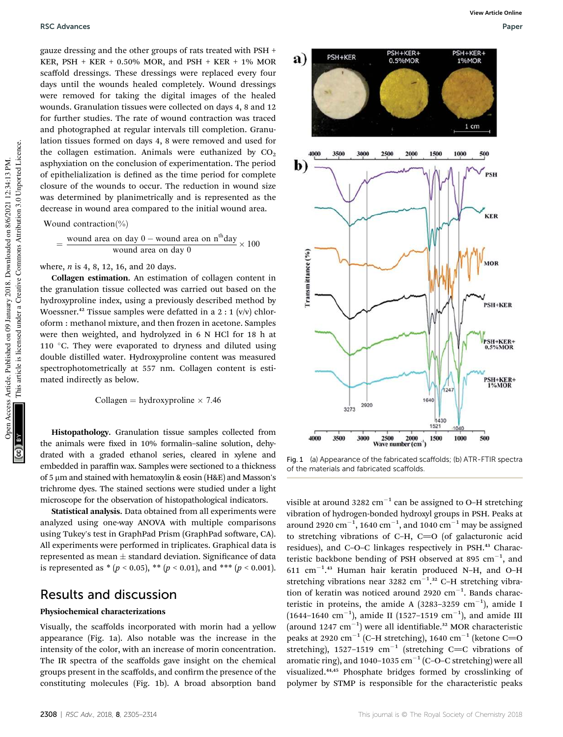gauze dressing and the other groups of rats treated with PSH + KER, PSH + KER + 0.50% MOR, and PSH + KER + 1% MOR scaffold dressings. These dressings were replaced every four days until the wounds healed completely. Wound dressings were removed for taking the digital images of the healed wounds. Granulation tissues were collected on days 4, 8 and 12 for further studies. The rate of wound contraction was traced and photographed at regular intervals till completion. Granulation tissues formed on days 4, 8 were removed and used for the collagen estimation. Animals were euthanized by $CO_2$ asphyxiation on the conclusion of experimentation. The period of epithelialization is defined as the time period for complete closure of the wounds to occur. The reduction in wound size was determined by planimetrically and is represented as the decrease in wound area compared to the initial wound area.

$$\text{Wound contraction}(\%) = \frac{\text{wound area on day 0} - \text{wound area on n}^{\text{th}}\text{day}}{\text{wound area on day 0}} \times 100$$

where, $n$ is 4, 8, 12, 16, and 20 days.

**Collagen estimation.** An estimation of collagen content in the granulation tissue collected was carried out based on the hydroxyproline index, using a previously described method by Woessner.[42] Tissue samples were defatted in a 2 : 1 (v/v) chloroform : methanol mixture, and then frozen in acetone. Samples were then weighted, and hydrolyzed in 6 N HCl for 18 h at 110 °C. They were evaporated to dryness and diluted using double distilled water. Hydroxyproline content was measured spectrophotometrically at 557 nm. Collagen content is estimated indirectly as below.

$$\text{Collagen} = \text{hydroxyproline} \times 7.46$$

**Histopathology.** Granulation tissue samples collected from the animals were fixed in 10% formalin–saline solution, dehydrated with a graded ethanol series, cleared in xylene and embedded in paraffin wax. Samples were sectioned to a thickness of 5 μm and stained with hematoxylin & eosin (H&E) and Masson's trichrome dyes. The stained sections were studied under a light microscope for the observation of histopathological indicators.

**Statistical analysis.** Data obtained from all experiments were analyzed using one-way ANOVA with multiple comparisons using Tukey's test in GraphPad Prism (GraphPad software, CA). All experiments were performed in triplicates. Graphical data is represented as mean ± standard deviation. Significance of data is represented as * ($p < 0.05$), ** ($p < 0.01$), and *** ($p < 0.001$).

## Results and discussion

### Physiochemical characterizations

Visually, the scaffolds incorporated with morin had a yellow appearance (Fig. 1a). Also notable was the increase in the intensity of the color, with an increase of morin concentration. The IR spectra of the scaffolds gave insight on the chemical groups present in the scaffolds, and confirm the presence of the constituting molecules (Fig. 1b). A broad absorption band visible at around 3282 cm$^{-1}$ can be assigned to O–H stretching vibration of hydrogen-bonded hydroxyl groups in PSH. Peaks at around 2920 cm$^{-1}$, 1640 cm$^{-1}$, and 1040 cm$^{-1}$ may be assigned to stretching vibrations of C–H, C=O (of galacturonic acid residues), and C–O–C linkages respectively in PSH.[43] Characteristic backbone bending of PSH observed at 895 cm$^{-1}$, and 611 cm$^{-1}$.[43] Human hair keratin produced N–H, and O–H stretching vibrations near 3282 cm$^{-1}$.[32] C–H stretching vibration of keratin was noticed around 2920 cm$^{-1}$. Bands characteristic in proteins, the amide A (3283–3259 cm$^{-1}$), amide I (1644–1640 cm$^{-1}$), amide II (1527–1519 cm$^{-1}$), and amide III (around 1247 cm$^{-1}$) were all identifiable.[32] MOR characteristic peaks at 2920 cm$^{-1}$ (C–H stretching), 1640 cm$^{-1}$ (ketone C=O stretching), 1527–1519 cm$^{-1}$ (stretching C=C vibrations of aromatic ring), and 1040–1035 cm$^{-1}$ (C–O–C stretching) were all visualized.[44,45] Phosphate bridges formed by crosslinking of polymer by STMP is responsible for the characteristic peaks

Fig. 1 (a) Appearance of the fabricated scaffolds; (b) ATR-FTIR spectra of the materials and fabricated scaffolds.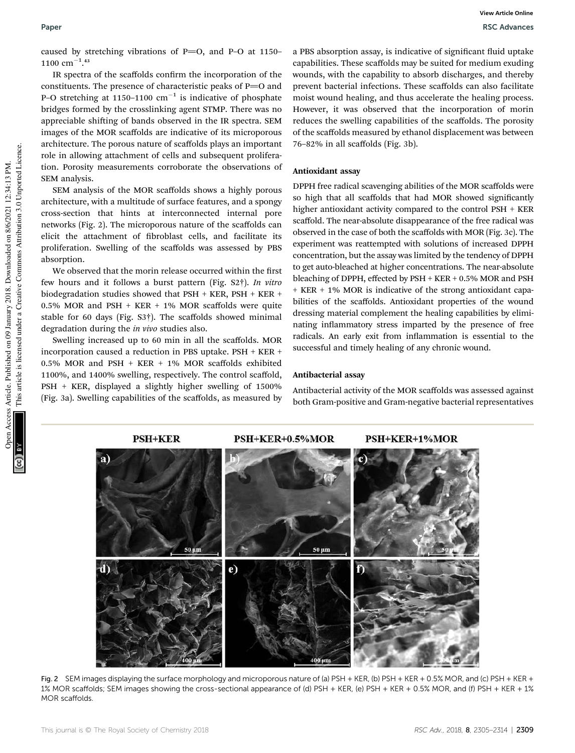caused by stretching vibrations of P=O, and P–O at 1150–1100 $cm^{-1}$.[43]

IR spectra of the scaffolds confirm the incorporation of the constituents. The presence of characteristic peaks of P=O and P–O stretching at 1150–1100 $cm^{-1}$ is indicative of phosphate bridges formed by the crosslinking agent STMP. There was no appreciable shifting of bands observed in the IR spectra. SEM images of the MOR scaffolds are indicative of its microporous architecture. The porous nature of scaffolds plays an important role in allowing attachment of cells and subsequent proliferation. Porosity measurements corroborate the observations of SEM analysis.

SEM analysis of the MOR scaffolds shows a highly porous architecture, with a multitude of surface features, and a spongy cross-section that hints at interconnected internal pore networks (Fig. 2). The microporous nature of the scaffolds can elicit the attachment of fibroblast cells, and facilitate its proliferation. Swelling of the scaffolds was assessed by PBS absorption.

We observed that the morin release occurred within the first few hours and it follows a burst pattern (Fig. S2†). *In vitro* biodegradation studies showed that PSH + KER, PSH + KER + 0.5% MOR and PSH + KER + 1% MOR scaffolds were quite stable for 60 days (Fig. S3†). The scaffolds showed minimal degradation during the *in vivo* studies also.

Swelling increased up to 60 min in all the scaffolds. MOR incorporation caused a reduction in PBS uptake. PSH + KER + 0.5% MOR and PSH + KER + 1% MOR scaffolds exhibited 1100%, and 1400% swelling, respectively. The control scaffold, PSH + KER, displayed a slightly higher swelling of 1500% (Fig. 3a). Swelling capabilities of the scaffolds, as measured by a PBS absorption assay, is indicative of significant fluid uptake capabilities. These scaffolds may be suited for medium exuding wounds, with the capability to absorb discharges, and thereby prevent bacterial infections. These scaffolds can also facilitate moist wound healing, and thus accelerate the healing process. However, it was observed that the incorporation of morin reduces the swelling capabilities of the scaffolds. The porosity of the scaffolds measured by ethanol displacement was between 76–82% in all scaffolds (Fig. 3b).

### Antioxidant assay

DPPH free radical scavenging abilities of the MOR scaffolds were so high that all scaffolds that had MOR showed significantly higher antioxidant activity compared to the control PSH + KER scaffold. The near-absolute disappearance of the free radical was observed in the case of both the scaffolds with MOR (Fig. 3c). The experiment was reattempted with solutions of increased DPPH concentration, but the assay was limited by the tendency of DPPH to get auto-bleached at higher concentrations. The near-absolute bleaching of DPPH, effected by PSH + KER + 0.5% MOR and PSH + KER + 1% MOR is indicative of the strong antioxidant capabilities of the scaffolds. Antioxidant properties of the wound dressing material complement the healing capabilities by eliminating inflammatory stress imparted by the presence of free radicals. An early exit from inflammation is essential to the successful and timely healing of any chronic wound.

### Antibacterial assay

Antibacterial activity of the MOR scaffolds was assessed against both Gram-positive and Gram-negative bacterial representatives

Fig. 2 SEM images displaying the surface morphology and microporous nature of (a) PSH + KER, (b) PSH + KER + 0.5% MOR, and (c) PSH + KER + 1% MOR scaffolds; SEM images showing the cross-sectional appearance of (d) PSH + KER, (e) PSH + KER + 0.5% MOR, and (f) PSH + KER + 1% MOR scaffolds.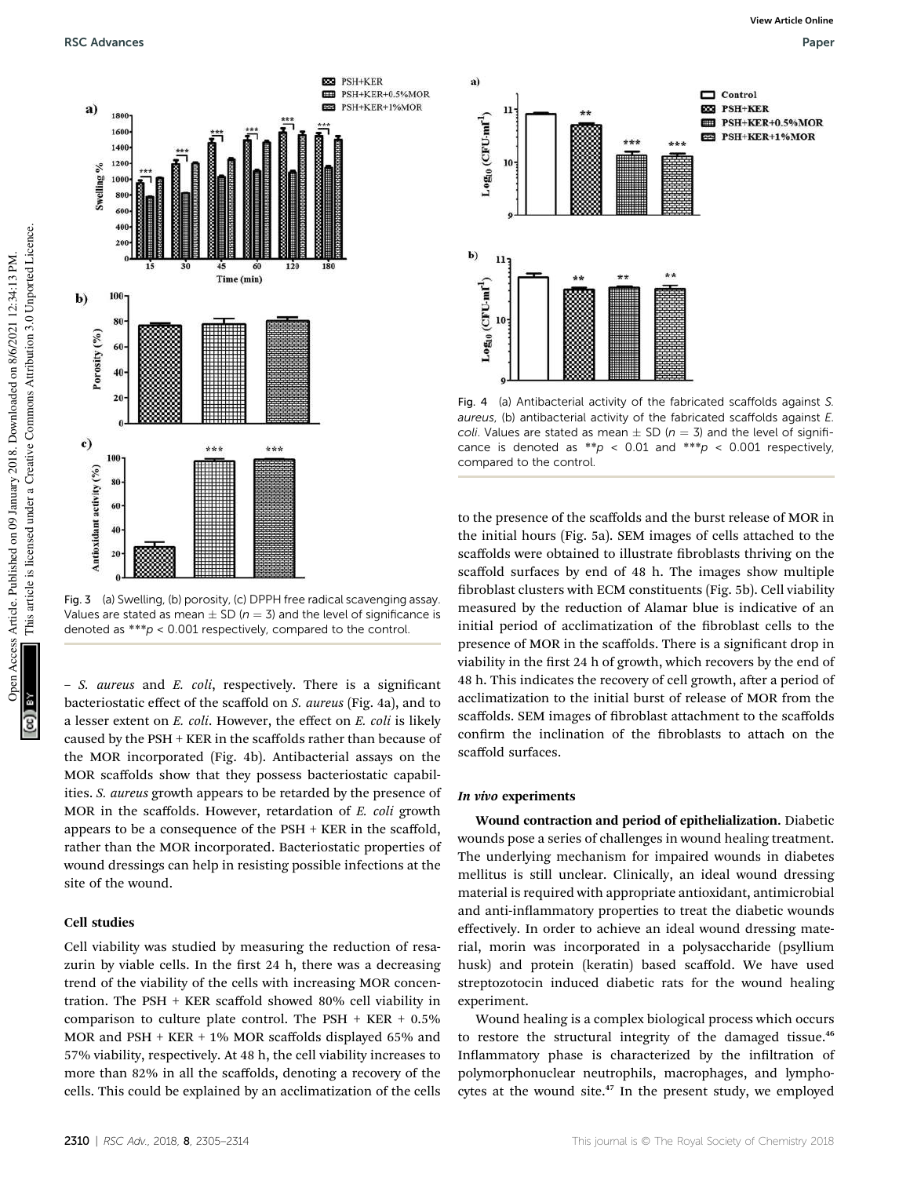Fig. 3 (a) Swelling, (b) porosity, (c) DPPH free radical scavenging assay. Values are stated as mean ± SD ($n = 3$) and the level of significance is denoted as ***$p < 0.001$ respectively, compared to the control.

– *S. aureus* and *E. coli*, respectively. There is a significant bacteriostatic effect of the scaffold on *S. aureus* (Fig. 4a), and to a lesser extent on *E. coli*. However, the effect on *E. coli* is likely caused by the PSH + KER in the scaffolds rather than because of the MOR incorporated (Fig. 4b). Antibacterial assays on the MOR scaffolds show that they possess bacteriostatic capabilities. *S. aureus* growth appears to be retarded by the presence of MOR in the scaffolds. However, retardation of *E. coli* growth appears to be a consequence of the PSH + KER in the scaffold, rather than the MOR incorporated. Bacteriostatic properties of wound dressings can help in resisting possible infections at the site of the wound.

### Cell studies

Cell viability was studied by measuring the reduction of resazurin by viable cells. In the first 24 h, there was a decreasing trend of the viability of the cells with increasing MOR concentration. The PSH + KER scaffold showed 80% cell viability in comparison to culture plate control. The PSH + KER + 0.5% MOR and PSH + KER + 1% MOR scaffolds displayed 65% and 57% viability, respectively. At 48 h, the cell viability increases to more than 82% in all the scaffolds, denoting a recovery of the cells. This could be explained by an acclimatization of the cells to the presence of the scaffolds and the burst release of MOR in the initial hours (Fig. 5a). SEM images of cells attached to the scaffolds were obtained to illustrate fibroblasts thriving on the scaffold surfaces by end of 48 h. The images show multiple fibroblast clusters with ECM constituents (Fig. 5b). Cell viability measured by the reduction of Alamar blue is indicative of an initial period of acclimatization of the fibroblast cells to the presence of MOR in the scaffolds. There is a significant drop in viability in the first 24 h of growth, which recovers by the end of 48 h. This indicates the recovery of cell growth, after a period of acclimatization to the initial burst of release of MOR from the scaffolds. SEM images of fibroblast attachment to the scaffolds confirm the inclination of the fibroblasts to attach on the scaffold surfaces.

Fig. 4 (a) Antibacterial activity of the fabricated scaffolds against *S. aureus*, (b) antibacterial activity of the fabricated scaffolds against *E. coli*. Values are stated as mean ± SD ($n = 3$) and the level of significance is denoted as **$p < 0.01$ and ***$p < 0.001$ respectively, compared to the control.

### *In vivo* experiments

**Wound contraction and period of epithelialization.** Diabetic wounds pose a series of challenges in wound healing treatment. The underlying mechanism for impaired wounds in diabetes mellitus is still unclear. Clinically, an ideal wound dressing material is required with appropriate antioxidant, antimicrobial and anti-inflammatory properties to treat the diabetic wounds effectively. In order to achieve an ideal wound dressing material, morin was incorporated in a polysaccharide (psyllium husk) and protein (keratin) based scaffold. We have used streptozotocin induced diabetic rats for the wound healing experiment.

Wound healing is a complex biological process which occurs to restore the structural integrity of the damaged tissue.[46] Inflammatory phase is characterized by the infiltration of polymorphonuclear neutrophils, macrophages, and lymphocytes at the wound site.[47] In the present study, we employed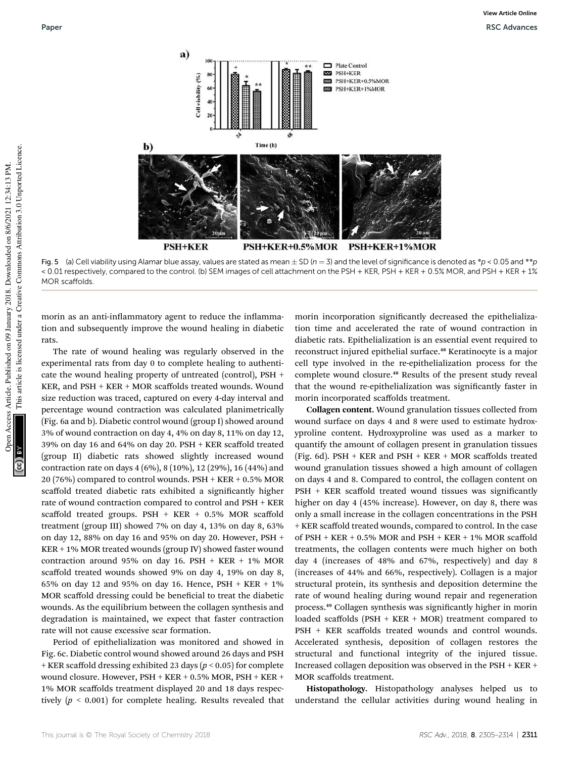Fig. 5 (a) Cell viability using Alamar blue assay, values are stated as mean ± SD ($n = 3$) and the level of significance is denoted as $*p < 0.05$ and $**p < 0.01$ respectively, compared to the control. (b) SEM images of cell attachment on the PSH + KER, PSH + KER + 0.5% MOR, and PSH + KER + 1% MOR scaffolds.

morin as an anti-inflammatory agent to reduce the inflammation and subsequently improve the wound healing in diabetic rats.

The rate of wound healing was regularly observed in the experimental rats from day 0 to complete healing to authenticate the wound healing property of untreated (control), PSH + KER, and PSH + KER + MOR scaffolds treated wounds. Wound size reduction was traced, captured on every 4-day interval and percentage wound contraction was calculated planimetrically (Fig. 6a and b). Diabetic control wound (group I) showed around 3% of wound contraction on day 4, 4% on day 8, 11% on day 12, 39% on day 16 and 64% on day 20. PSH + KER scaffold treated (group II) diabetic rats showed slightly increased wound contraction rate on days 4 (6%), 8 (10%), 12 (29%), 16 (44%) and 20 (76%) compared to control wounds. PSH + KER + 0.5% MOR scaffold treated diabetic rats exhibited a significantly higher rate of wound contraction compared to control and PSH + KER scaffold treated groups. PSH + KER + 0.5% MOR scaffold treatment (group III) showed 7% on day 4, 13% on day 8, 63% on day 12, 88% on day 16 and 95% on day 20. However, PSH + KER + 1% MOR treated wounds (group IV) showed faster wound contraction around 95% on day 16. PSH + KER + 1% MOR scaffold treated wounds showed 9% on day 4, 19% on day 8, 65% on day 12 and 95% on day 16. Hence, PSH + KER + 1% MOR scaffold dressing could be beneficial to treat the diabetic wounds. As the equilibrium between the collagen synthesis and degradation is maintained, we expect that faster contraction rate will not cause excessive scar formation.

Period of epithelialization was monitored and showed in Fig. 6c. Diabetic control wound showed around 26 days and PSH + KER scaffold dressing exhibited 23 days ($p < 0.05$) for complete wound closure. However, PSH + KER + 0.5% MOR, PSH + KER + 1% MOR scaffolds treatment displayed 20 and 18 days respectively ($p < 0.001$) for complete healing. Results revealed that morin incorporation significantly decreased the epithelialization time and accelerated the rate of wound contraction in diabetic rats. Epithelialization is an essential event required to reconstruct injured epithelial surface.[48] Keratinocyte is a major cell type involved in the re-epithelialization process for the complete wound closure.[48] Results of the present study reveal that the wound re-epithelialization was significantly faster in morin incorporated scaffolds treatment.

**Collagen content.** Wound granulation tissues collected from wound surface on days 4 and 8 were used to estimate hydroxyproline content. Hydroxyproline was used as a marker to quantify the amount of collagen present in granulation tissues (Fig. 6d). PSH + KER and PSH + KER + MOR scaffolds treated wound granulation tissues showed a high amount of collagen on days 4 and 8. Compared to control, the collagen content on PSH + KER scaffold treated wound tissues was significantly higher on day 4 (45% increase). However, on day 8, there was only a small increase in the collagen concentrations in the PSH + KER scaffold treated wounds, compared to control. In the case of PSH + KER + 0.5% MOR and PSH + KER + 1% MOR scaffold treatments, the collagen contents were much higher on both day 4 (increases of 48% and 67%, respectively) and day 8 (increases of 44% and 66%, respectively). Collagen is a major structural protein, its synthesis and deposition determine the rate of wound healing during wound repair and regeneration process.[49] Collagen synthesis was significantly higher in morin loaded scaffolds (PSH + KER + MOR) treatment compared to PSH + KER scaffolds treated wounds and control wounds. Accelerated synthesis, deposition of collagen restores the structural and functional integrity of the injured tissue. Increased collagen deposition was observed in the PSH + KER + MOR scaffolds treatment.

**Histopathology.** Histopathology analyses helped us to understand the cellular activities during wound healing in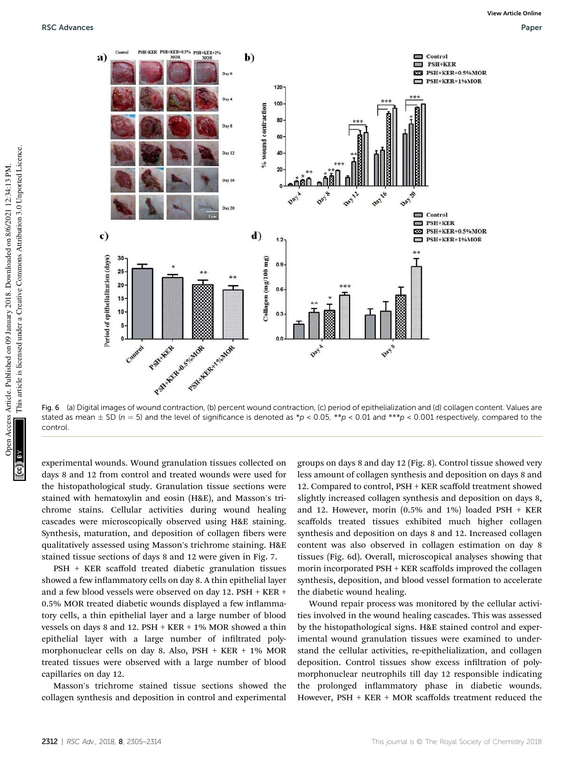Fig. 6 (a) Digital images of wound contraction, (b) percent wound contraction, (c) period of epithelialization and (d) collagen content. Values are stated as mean ± SD ($n = 5$) and the level of significance is denoted as \*$p < 0.05$, \*\*$p < 0.01$ and \*\*\*$p < 0.001$ respectively, compared to the control.

experimental wounds. Wound granulation tissues collected on days 8 and 12 from control and treated wounds were used for the histopathological study. Granulation tissue sections were stained with hematoxylin and eosin (H&E), and Masson's trichrome stains. Cellular activities during wound healing cascades were microscopically observed using H&E staining. Synthesis, maturation, and deposition of collagen fibers were qualitatively assessed using Masson's trichrome staining. H&E stained tissue sections of days 8 and 12 were given in Fig. 7.

PSH + KER scaffold treated diabetic granulation tissues showed a few inflammatory cells on day 8. A thin epithelial layer and a few blood vessels were observed on day 12. PSH + KER + 0.5% MOR treated diabetic wounds displayed a few inflammatory cells, a thin epithelial layer and a large number of blood vessels on days 8 and 12. PSH + KER + 1% MOR showed a thin epithelial layer with a large number of infiltrated polymorphonuclear cells on day 8. Also, PSH + KER + 1% MOR treated tissues were observed with a large number of blood capillaries on day 12.

Masson's trichrome stained tissue sections showed the collagen synthesis and deposition in control and experimental groups on days 8 and day 12 (Fig. 8). Control tissue showed very less amount of collagen synthesis and deposition on days 8 and 12. Compared to control, PSH + KER scaffold treatment showed slightly increased collagen synthesis and deposition on days 8, and 12. However, morin (0.5% and 1%) loaded PSH + KER scaffolds treated tissues exhibited much higher collagen synthesis and deposition on days 8 and 12. Increased collagen content was also observed in collagen estimation on day 8 tissues (Fig. 6d). Overall, microscopical analyses showing that morin incorporated PSH + KER scaffolds improved the collagen synthesis, deposition, and blood vessel formation to accelerate the diabetic wound healing.

Wound repair process was monitored by the cellular activities involved in the wound healing cascades. This was assessed by the histopathological signs. H&E stained control and experimental wound granulation tissues were examined to understand the cellular activities, re-epithelialization, and collagen deposition. Control tissues show excess infiltration of polymorphonuclear neutrophils till day 12 responsible indicating the prolonged inflammatory phase in diabetic wounds. However, PSH + KER + MOR scaffolds treatment reduced the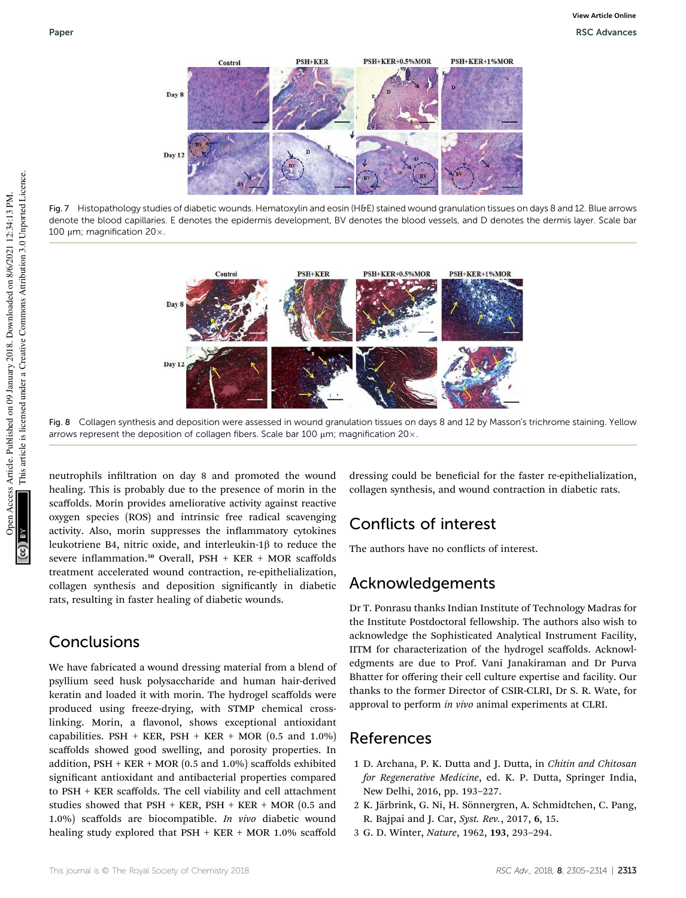Fig. 7 Histopathology studies of diabetic wounds. Hematoxylin and eosin (H&E) stained wound granulation tissues on days 8 and 12. Blue arrows denote the blood capillaries. E denotes the epidermis development, BV denotes the blood vessels, and D denotes the dermis layer. Scale bar 100 μm; magnification 20×.

Fig. 8 Collagen synthesis and deposition were assessed in wound granulation tissues on days 8 and 12 by Masson's trichrome staining. Yellow arrows represent the deposition of collagen fibers. Scale bar 100 μm; magnification 20×.

neutrophils infiltration on day 8 and promoted the wound healing. This is probably due to the presence of morin in the scaffolds. Morin provides ameliorative activity against reactive oxygen species (ROS) and intrinsic free radical scavenging activity. Also, morin suppresses the inflammatory cytokines leukotriene B4, nitric oxide, and interleukin-1β to reduce the severe inflammation.[50] Overall, PSH + KER + MOR scaffolds treatment accelerated wound contraction, re-epithelialization, collagen synthesis and deposition significantly in diabetic rats, resulting in faster healing of diabetic wounds.

## Conclusions

We have fabricated a wound dressing material from a blend of psyllium seed husk polysaccharide and human hair-derived keratin and loaded it with morin. The hydrogel scaffolds were produced using freeze-drying, with STMP chemical cross-linking. Morin, a flavonol, shows exceptional antioxidant capabilities. PSH + KER, PSH + KER + MOR (0.5 and 1.0%) scaffolds showed good swelling, and porosity properties. In addition, PSH + KER + MOR (0.5 and 1.0%) scaffolds exhibited significant antioxidant and antibacterial properties compared to PSH + KER scaffolds. The cell viability and cell attachment studies showed that PSH + KER, PSH + KER + MOR (0.5 and 1.0%) scaffolds are biocompatible. *In vivo* diabetic wound healing study explored that PSH + KER + MOR 1.0% scaffold dressing could be beneficial for the faster re-epithelialization, collagen synthesis, and wound contraction in diabetic rats.

## Conflicts of interest

The authors have no conflicts of interest.

## Acknowledgements

Dr T. Ponrasu thanks Indian Institute of Technology Madras for the Institute Postdoctoral fellowship. The authors also wish to acknowledge the Sophisticated Analytical Instrument Facility, IITM for characterization of the hydrogel scaffolds. Acknowledgments are due to Prof. Vani Janakiraman and Dr Purva Bhatter for offering their cell culture expertise and facility. Our thanks to the former Director of CSIR-CLRI, Dr S. R. Wate, for approval to perform *in vivo* animal experiments at CLRI.

## References

1 D. Archana, P. K. Dutta and J. Dutta, in *Chitin and Chitosan for Regenerative Medicine*, ed. K. P. Dutta, Springer India, New Delhi, 2016, pp. 193–227.

2 K. Järbrink, G. Ni, H. Sönnergren, A. Schmidtchen, C. Pang, R. Bajpai and J. Car, *Syst. Rev.*, 2017, **6**, 15.

3 G. D. Winter, *Nature*, 1962, **193**, 293–294.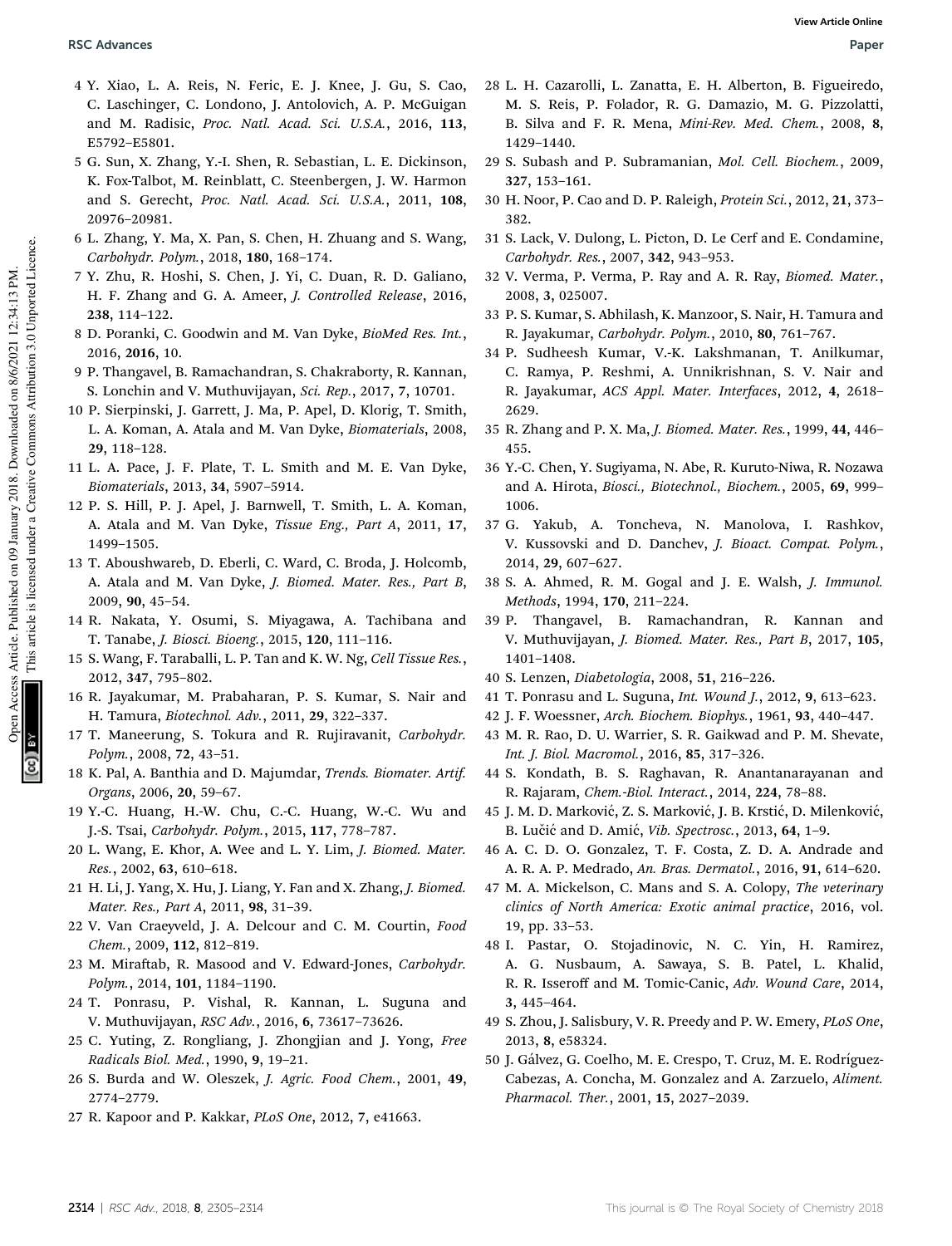4 Y. Xiao, L. A. Reis, N. Feric, E. J. Knee, J. Gu, S. Cao, C. Laschinger, C. Londono, J. Antolovich, A. P. McGuigan and M. Radisic, *Proc. Natl. Acad. Sci. U.S.A.*, 2016, **113**, E5792–E5801.

5 G. Sun, X. Zhang, Y.-I. Shen, R. Sebastian, L. E. Dickinson, K. Fox-Talbot, M. Reinblatt, C. Steenbergen, J. W. Harmon and S. Gerecht, *Proc. Natl. Acad. Sci. U.S.A.*, 2011, **108**, 20976–20981.

6 L. Zhang, Y. Ma, X. Pan, S. Chen, H. Zhuang and S. Wang, *Carbohydr. Polym.*, 2018, **180**, 168–174.

7 Y. Zhu, R. Hoshi, S. Chen, J. Yi, C. Duan, R. D. Galiano, H. F. Zhang and G. A. Ameer, *J. Controlled Release*, 2016, **238**, 114–122.

8 D. Poranki, C. Goodwin and M. Van Dyke, *BioMed Res. Int.*, 2016, **2016**, 10.

9 P. Thangavel, B. Ramachandran, S. Chakraborty, R. Kannan, S. Lonchin and V. Muthuvijayan, *Sci. Rep.*, 2017, **7**, 10701.

10 P. Sierpinski, J. Garrett, J. Ma, P. Apel, D. Klorig, T. Smith, L. A. Koman, A. Atala and M. Van Dyke, *Biomaterials*, 2008, **29**, 118–128.

11 L. A. Pace, J. F. Plate, T. L. Smith and M. E. Van Dyke, *Biomaterials*, 2013, **34**, 5907–5914.

12 P. S. Hill, P. J. Apel, J. Barnwell, T. Smith, L. A. Koman, A. Atala and M. Van Dyke, *Tissue Eng., Part A*, 2011, **17**, 1499–1505.

13 T. Aboushwareb, D. Eberli, C. Ward, C. Broda, J. Holcomb, A. Atala and M. Van Dyke, *J. Biomed. Mater. Res., Part B*, 2009, **90**, 45–54.

14 R. Nakata, Y. Osumi, S. Miyagawa, A. Tachibana and T. Tanabe, *J. Biosci. Bioeng.*, 2015, **120**, 111–116.

15 S. Wang, F. Taraballi, L. P. Tan and K. W. Ng, *Cell Tissue Res.*, 2012, **347**, 795–802.

16 R. Jayakumar, M. Prabaharan, P. S. Kumar, S. Nair and H. Tamura, *Biotechnol. Adv.*, 2011, **29**, 322–337.

17 T. Maneerung, S. Tokura and R. Rujiravanit, *Carbohydr. Polym.*, 2008, **72**, 43–51.

18 K. Pal, A. Banthia and D. Majumdar, *Trends. Biomater. Artif. Organs*, 2006, **20**, 59–67.

19 Y.-C. Huang, H.-W. Chu, C.-C. Huang, W.-C. Wu and J.-S. Tsai, *Carbohydr. Polym.*, 2015, **117**, 778–787.

20 L. Wang, E. Khor, A. Wee and L. Y. Lim, *J. Biomed. Mater. Res.*, 2002, **63**, 610–618.

21 H. Li, J. Yang, X. Hu, J. Liang, Y. Fan and X. Zhang, *J. Biomed. Mater. Res., Part A*, 2011, **98**, 31–39.

22 V. Van Craeyveld, J. A. Delcour and C. M. Courtin, *Food Chem.*, 2009, **112**, 812–819.

23 M. Miraftab, R. Masood and V. Edward-Jones, *Carbohydr. Polym.*, 2014, **101**, 1184–1190.

24 T. Ponrasu, P. Vishal, R. Kannan, L. Suguna and V. Muthuvijayan, *RSC Adv.*, 2016, **6**, 73617–73626.

25 C. Yuting, Z. Rongliang, J. Zhongjian and J. Yong, *Free Radicals Biol. Med.*, 1990, **9**, 19–21.

26 S. Burda and W. Oleszek, *J. Agric. Food Chem.*, 2001, **49**, 2774–2779.

27 R. Kapoor and P. Kakkar, *PLoS One*, 2012, **7**, e41663.

28 L. H. Cazarolli, L. Zanatta, E. H. Alberton, B. Figueiredo, M. S. Reis, P. Folador, R. G. Damazio, M. G. Pizzolatti, B. Silva and F. R. Mena, *Mini-Rev. Med. Chem.*, 2008, **8**, 1429–1440.

29 S. Subash and P. Subramanian, *Mol. Cell. Biochem.*, 2009, **327**, 153–161.

30 H. Noor, P. Cao and D. P. Raleigh, *Protein Sci.*, 2012, **21**, 373–382.

31 S. Lack, V. Dulong, L. Picton, D. Le Cerf and E. Condamine, *Carbohydr. Res.*, 2007, **342**, 943–953.

32 V. Verma, P. Verma, P. Ray and A. R. Ray, *Biomed. Mater.*, 2008, **3**, 025007.

33 P. S. Kumar, S. Abhilash, K. Manzoor, S. Nair, H. Tamura and R. Jayakumar, *Carbohydr. Polym.*, 2010, **80**, 761–767.

34 P. Sudheesh Kumar, V.-K. Lakshmanan, T. Anilkumar, C. Ramya, P. Reshmi, A. Unnikrishnan, S. V. Nair and R. Jayakumar, *ACS Appl. Mater. Interfaces*, 2012, **4**, 2618–2629.

35 R. Zhang and P. X. Ma, *J. Biomed. Mater. Res.*, 1999, **44**, 446–455.

36 Y.-C. Chen, Y. Sugiyama, N. Abe, R. Kuruto-Niwa, R. Nozawa and A. Hirota, *Biosci., Biotechnol., Biochem.*, 2005, **69**, 999–1006.

37 G. Yakub, A. Toncheva, N. Manolova, I. Rashkov, V. Kussovski and D. Danchev, *J. Bioact. Compat. Polym.*, 2014, **29**, 607–627.

38 S. A. Ahmed, R. M. Gogal and J. E. Walsh, *J. Immunol. Methods*, 1994, **170**, 211–224.

39 P. Thangavel, B. Ramachandran, R. Kannan and V. Muthuvijayan, *J. Biomed. Mater. Res., Part B*, 2017, **105**, 1401–1408.

40 S. Lenzen, *Diabetologia*, 2008, **51**, 216–226.

41 T. Ponrasu and L. Suguna, *Int. Wound J.*, 2012, **9**, 613–623.

42 J. F. Woessner, *Arch. Biochem. Biophys.*, 1961, **93**, 440–447.

43 M. R. Rao, D. U. Warrier, S. R. Gaikwad and P. M. Shevate, *Int. J. Biol. Macromol.*, 2016, **85**, 317–326.

44 S. Kondath, B. S. Raghavan, R. Anantanarayanan and R. Rajaram, *Chem.-Biol. Interact.*, 2014, **224**, 78–88.

45 J. M. D. Marković, Z. S. Marković, J. B. Krstić, D. Milenković, B. Lučić and D. Amić, *Vib. Spectrosc.*, 2013, **64**, 1–9.

46 A. C. D. O. Gonzalez, T. F. Costa, Z. D. A. Andrade and A. R. A. P. Medrado, *An. Bras. Dermatol.*, 2016, **91**, 614–620.

47 M. A. Mickelson, C. Mans and S. A. Colopy, *The veterinary clinics of North America: Exotic animal practice*, 2016, vol. 19, pp. 33–53.

48 I. Pastar, O. Stojadinovic, N. C. Yin, H. Ramirez, A. G. Nusbaum, A. Sawaya, S. B. Patel, L. Khalid, R. R. Isseroff and M. Tomic-Canic, *Adv. Wound Care*, 2014, **3**, 445–464.

49 S. Zhou, J. Salisbury, V. R. Preedy and P. W. Emery, *PLoS One*, 2013, **8**, e58324.

50 J. Gálvez, G. Coelho, M. E. Crespo, T. Cruz, M. E. Rodríguez-Cabezas, A. Concha, M. Gonzalez and A. Zarzuelo, *Aliment. Pharmacol. Ther.*, 2001, **15**, 2027–2039.